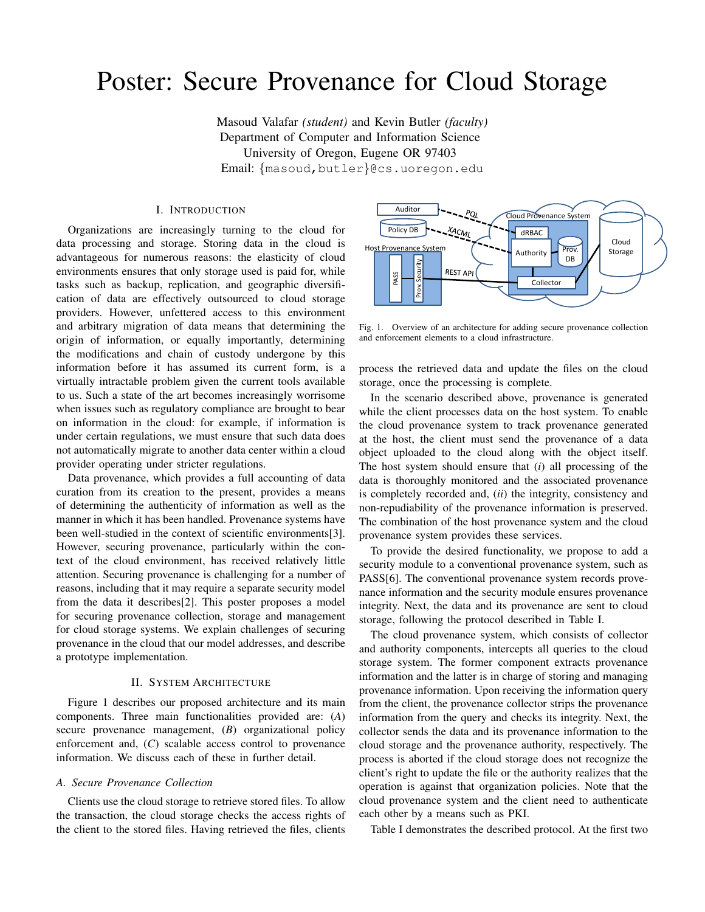# Poster: Secure Provenance for Cloud Storage

Masoud Valafar *(student)* and Kevin Butler *(faculty)*
Department of Computer and Information Science
University of Oregon, Eugene OR 97403
Email: {masoud,butler}@cs.uoregon.edu

## I. Introduction

Organizations are increasingly turning to the cloud for data processing and storage. Storing data in the cloud is advantageous for numerous reasons: the elasticity of cloud environments ensures that only storage used is paid for, while tasks such as backup, replication, and geographic diversification of data are effectively outsourced to cloud storage providers. However, unfettered access to this environment and arbitrary migration of data means that determining the origin of information, or equally importantly, determining the modifications and chain of custody undergone by this information before it has assumed its current form, is a virtually intractable problem given the current tools available to us. Such a state of the art becomes increasingly worrisome when issues such as regulatory compliance are brought to bear on information in the cloud: for example, if information is under certain regulations, we must ensure that such data does not automatically migrate to another data center within a cloud provider operating under stricter regulations.

Data provenance, which provides a full accounting of data curation from its creation to the present, provides a means of determining the authenticity of information as well as the manner in which it has been handled. Provenance systems have been well-studied in the context of scientific environments[3]. However, securing provenance, particularly within the context of the cloud environment, has received relatively little attention. Securing provenance is challenging for a number of reasons, including that it may require a separate security model from the data it describes[2]. This poster proposes a model for securing provenance collection, storage and management for cloud storage systems. We explain challenges of securing provenance in the cloud that our model addresses, and describe a prototype implementation.

## II. System Architecture

Figure 1 describes our proposed architecture and its main components. Three main functionalities provided are: (*A*) secure provenance management, (*B*) organizational policy enforcement and, (*C*) scalable access control to provenance information. We discuss each of these in further detail.

### *A. Secure Provenance Collection*

Clients use the cloud storage to retrieve stored files. To allow the transaction, the cloud storage checks the access rights of the client to the stored files. Having retrieved the files, clients process the retrieved data and update the files on the cloud storage, once the processing is complete.

Fig. 1. Overview of an architecture for adding secure provenance collection and enforcement elements to a cloud infrastructure.

In the scenario described above, provenance is generated while the client processes data on the host system. To enable the cloud provenance system to track provenance generated at the host, the client must send the provenance of a data object uploaded to the cloud along with the object itself. The host system should ensure that (*i*) all processing of the data is thoroughly monitored and the associated provenance is completely recorded and, (*ii*) the integrity, consistency and non-repudiability of the provenance information is preserved. The combination of the host provenance system and the cloud provenance system provides these services.

To provide the desired functionality, we propose to add a security module to a conventional provenance system, such as PASS[6]. The conventional provenance system records provenance information and the security module ensures provenance integrity. Next, the data and its provenance are sent to cloud storage, following the protocol described in Table I.

The cloud provenance system, which consists of collector and authority components, intercepts all queries to the cloud storage system. The former component extracts provenance information and the latter is in charge of storing and managing provenance information. Upon receiving the information query from the client, the provenance collector strips the provenance information from the query and checks its integrity. Next, the collector sends the data and its provenance information to the cloud storage and the provenance authority, respectively. The process is aborted if the cloud storage does not recognize the client's right to update the file or the authority realizes that the operation is against that organization policies. Note that the cloud provenance system and the client need to authenticate each other by a means such as PKI.

Table I demonstrates the described protocol. At the first two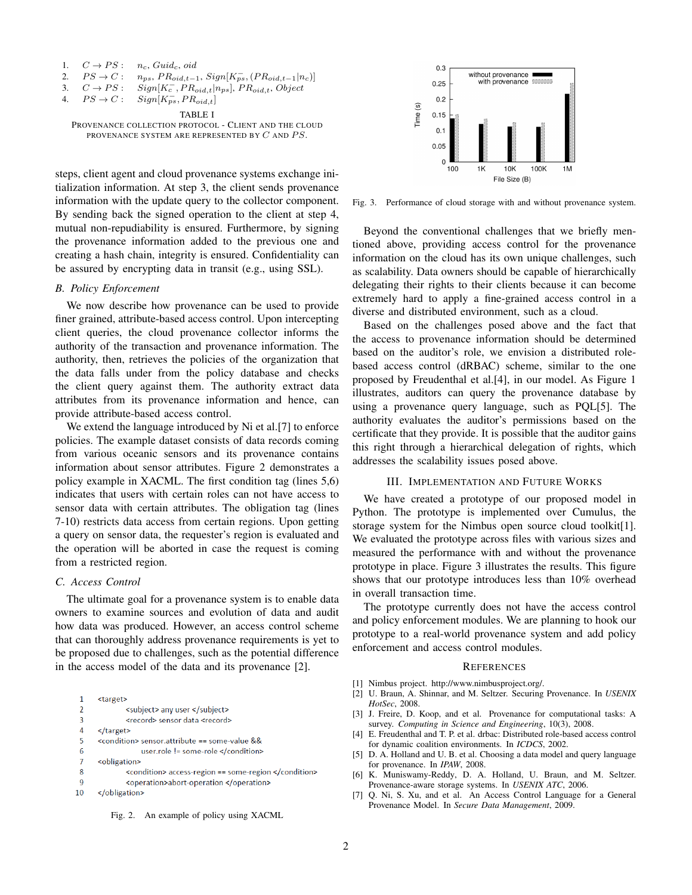| | | |
|---|---|---|
| 1. | $C \rightarrow PS:$ | $n_c$, $Guid_c$, $oid$ |
| 2. | $PS \rightarrow C:$ | $n_{ps}$, $PR_{oid,t-1}$, $Sign[K^-_{ps}, (PR_{oid,t-1}\|n_c)]$ |
| 3. | $C \rightarrow PS:$ | $Sign[K^-_c, PR_{oid,t}\|n_{ps}]$, $PR_{oid,t}$, $Object$ |
| 4. | $PS \rightarrow C:$ | $Sign[K^-_{ps}, PR_{oid,t}]$ |

TABLE I
PROVENANCE COLLECTION PROTOCOL - CLIENT AND THE CLOUD PROVENANCE SYSTEM ARE REPRESENTED BY $C$ AND $PS$.

steps, client agent and cloud provenance systems exchange initialization information. At step 3, the client sends provenance information with the update query to the collector component. By sending back the signed operation to the client at step 4, mutual non-repudiability is ensured. Furthermore, by signing the provenance information added to the previous one and creating a hash chain, integrity is ensured. Confidentiality can be assured by encrypting data in transit (e.g., using SSL).

### B. Policy Enforcement

We now describe how provenance can be used to provide finer grained, attribute-based access control. Upon intercepting client queries, the cloud provenance collector informs the authority of the transaction and provenance information. The authority, then, retrieves the policies of the organization that the data falls under from the policy database and checks the client query against them. The authority extract data attributes from its provenance information and hence, can provide attribute-based access control.

We extend the language introduced by Ni et al.[7] to enforce policies. The example dataset consists of data records coming from various oceanic sensors and its provenance contains information about sensor attributes. Figure 2 demonstrates a policy example in XACML. The first condition tag (lines 5,6) indicates that users with certain roles can not have access to sensor data with certain attributes. The obligation tag (lines 7-10) restricts data access from certain regions. Upon getting a query on sensor data, the requester's region is evaluated and the operation will be aborted in case the request is coming from a restricted region.

### C. Access Control

The ultimate goal for a provenance system is to enable data owners to examine sources and evolution of data and audit how data was produced. However, an access control scheme that can thoroughly address provenance requirements is yet to be proposed due to challenges, such as the potential difference in the access model of the data and its provenance [2].

```
1   <target>
2           <subject> any user </subject>
3           <record> sensor data <record>
4   </target>
5   <condition> sensor.attribute == some-value &&
6               user.role != some-role </condition>
7   <obligation>
8           <condition> access-region == some-region </condition>
9           <operation>abort-operation </operation>
10  </obligation>
```

Fig. 2. An example of policy using XACML

0.3
0.25
0.2
0.15
0.1
0.05
0
Time (s)
without provenance
with provenance
100
1K
10K
100K
1M
File Size (B)

Fig. 3. Performance of cloud storage with and without provenance system.

Beyond the conventional challenges that we briefly mentioned above, providing access control for the provenance information on the cloud has its own unique challenges, such as scalability. Data owners should be capable of hierarchically delegating their rights to their clients because it can become extremely hard to apply a fine-grained access control in a diverse and distributed environment, such as a cloud.

Based on the challenges posed above and the fact that the access to provenance information should be determined based on the auditor's role, we envision a distributed role-based access control (dRBAC) scheme, similar to the one proposed by Freudenthal et al.[4], in our model. As Figure 1 illustrates, auditors can query the provenance database by using a provenance query language, such as PQL[5]. The authority evaluates the auditor's permissions based on the certificate that they provide. It is possible that the auditor gains this right through a hierarchical delegation of rights, which addresses the scalability issues posed above.

## III. Implementation and Future Works

We have created a prototype of our proposed model in Python. The prototype is implemented over Cumulus, the storage system for the Nimbus open source cloud toolkit[1]. We evaluated the prototype across files with various sizes and measured the performance with and without the provenance prototype in place. Figure 3 illustrates the results. This figure shows that our prototype introduces less than 10% overhead in overall transaction time.

The prototype currently does not have the access control and policy enforcement modules. We are planning to hook our prototype to a real-world provenance system and add policy enforcement and access control modules.

## References

[1] Nimbus project. http://www.nimbusproject.org/.

[2] U. Braun, A. Shinnar, and M. Seltzer. Securing Provenance. In *USENIX HotSec*, 2008.

[3] J. Freire, D. Koop, and et al. Provenance for computational tasks: A survey. *Computing in Science and Engineering*, 10(3), 2008.

[4] E. Freudenthal and T. P. et al. drbac: Distributed role-based access control for dynamic coalition environments. In *ICDCS*, 2002.

[5] D. A. Holland and U. B. et al. Choosing a data model and query language for provenance. In *IPAW*, 2008.

[6] K. Muniswamy-Reddy, D. A. Holland, U. Braun, and M. Seltzer. Provenance-aware storage systems. In *USENIX ATC*, 2006.

[7] Q. Ni, S. Xu, and et al. An Access Control Language for a General Provenance Model. In *Secure Data Management*, 2009.